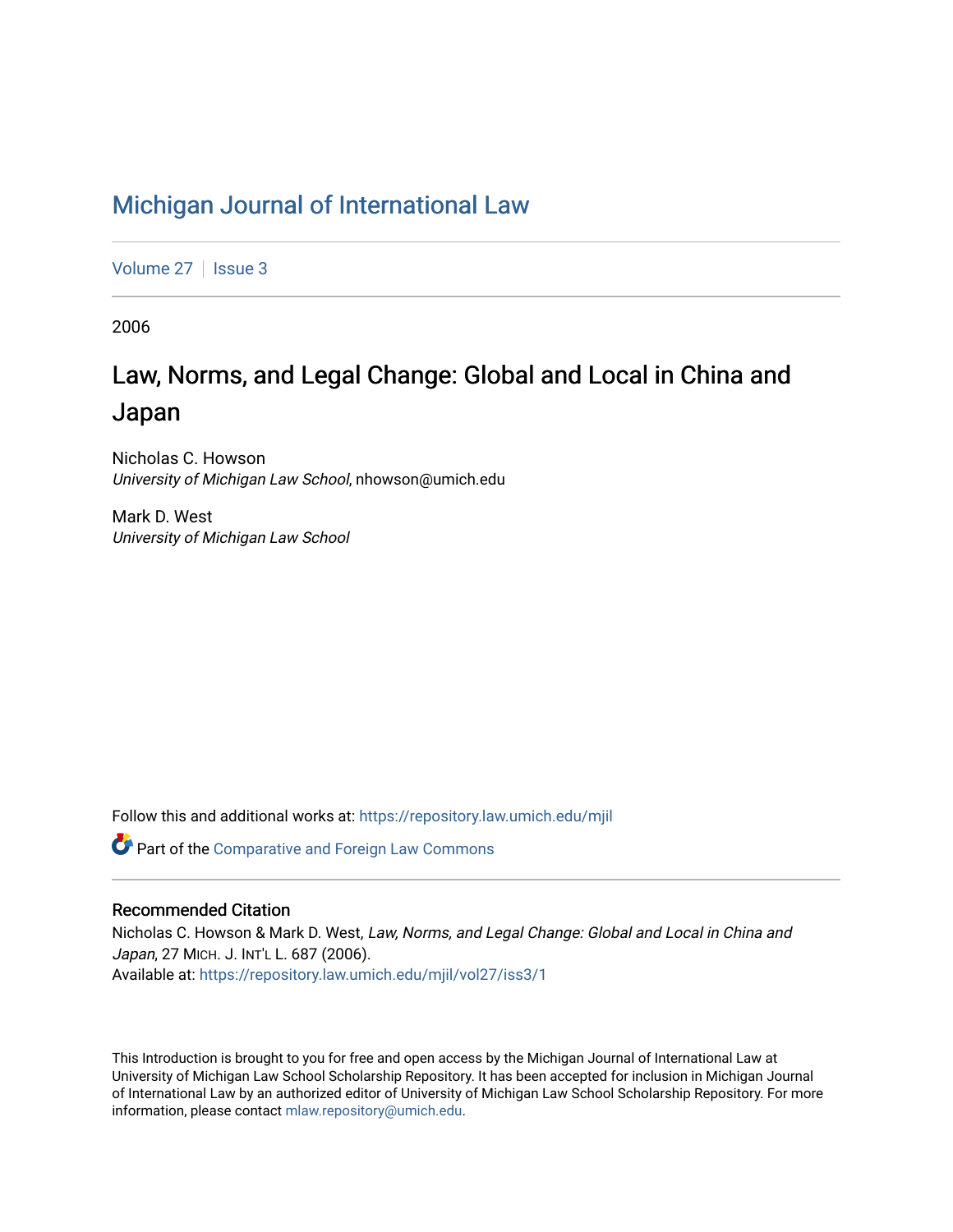# Michigan Journal of International Law

Volume 27 | Issue 3

2006

## Law, Norms, and Legal Change: Global and Local in China and Japan

Nicholas C. Howson
*University of Michigan Law School*, nhowson@umich.edu

Mark D. West
*University of Michigan Law School*

Follow this and additional works at: https://repository.law.umich.edu/mjil

Part of the Comparative and Foreign Law Commons

### Recommended Citation

Nicholas C. Howson & Mark D. West, *Law, Norms, and Legal Change: Global and Local in China and Japan*, 27 MICH. J. INT'L L. 687 (2006).
Available at: https://repository.law.umich.edu/mjil/vol27/iss3/1

This Introduction is brought to you for free and open access by the Michigan Journal of International Law at University of Michigan Law School Scholarship Repository. It has been accepted for inclusion in Michigan Journal of International Law by an authorized editor of University of Michigan Law School Scholarship Repository. For more information, please contact mlaw.repository@umich.edu.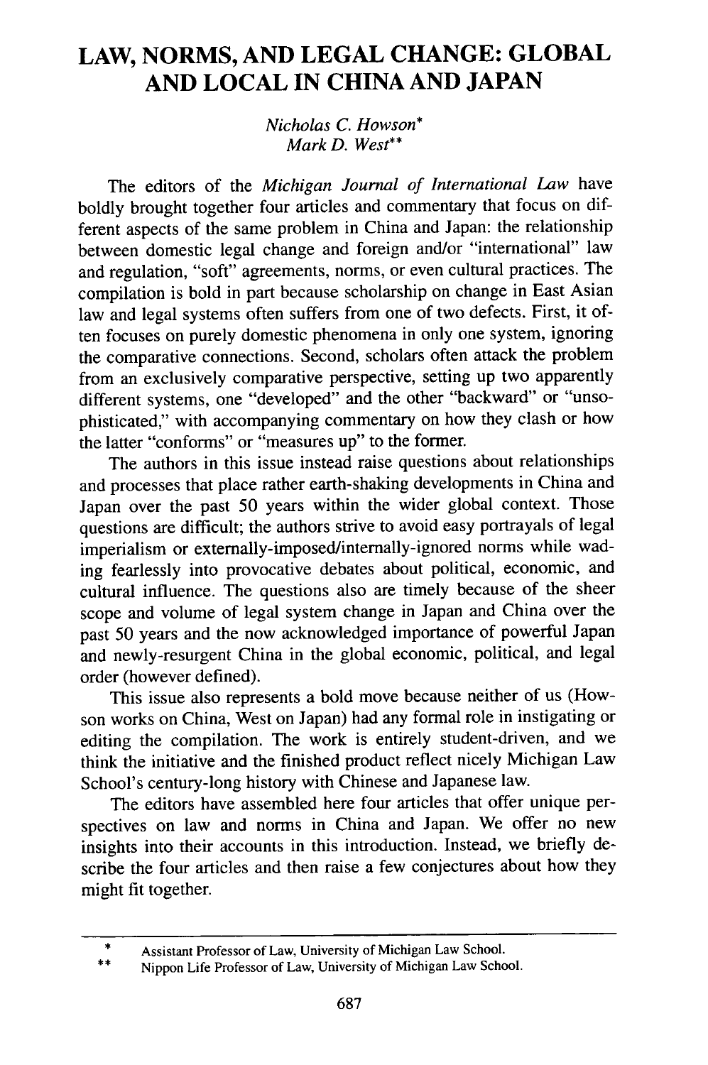# LAW, NORMS, AND LEGAL CHANGE: GLOBAL AND LOCAL IN CHINA AND JAPAN

*Nicholas C. Howson\**
*Mark D. West\*\**

The editors of the *Michigan Journal of International Law* have boldly brought together four articles and commentary that focus on different aspects of the same problem in China and Japan: the relationship between domestic legal change and foreign and/or "international" law and regulation, "soft" agreements, norms, or even cultural practices. The compilation is bold in part because scholarship on change in East Asian law and legal systems often suffers from one of two defects. First, it often focuses on purely domestic phenomena in only one system, ignoring the comparative connections. Second, scholars often attack the problem from an exclusively comparative perspective, setting up two apparently different systems, one "developed" and the other "backward" or "unsophisticated," with accompanying commentary on how they clash or how the latter "conforms" or "measures up" to the former.

The authors in this issue instead raise questions about relationships and processes that place rather earth-shaking developments in China and Japan over the past 50 years within the wider global context. Those questions are difficult; the authors strive to avoid easy portrayals of legal imperialism or externally-imposed/internally-ignored norms while wading fearlessly into provocative debates about political, economic, and cultural influence. The questions also are timely because of the sheer scope and volume of legal system change in Japan and China over the past 50 years and the now acknowledged importance of powerful Japan and newly-resurgent China in the global economic, political, and legal order (however defined).

This issue also represents a bold move because neither of us (Howson works on China, West on Japan) had any formal role in instigating or editing the compilation. The work is entirely student-driven, and we think the initiative and the finished product reflect nicely Michigan Law School's century-long history with Chinese and Japanese law.

The editors have assembled here four articles that offer unique perspectives on law and norms in China and Japan. We offer no new insights into their accounts in this introduction. Instead, we briefly describe the four articles and then raise a few conjectures about how they might fit together.

---

\* Assistant Professor of Law, University of Michigan Law School.

\*\* Nippon Life Professor of Law, University of Michigan Law School.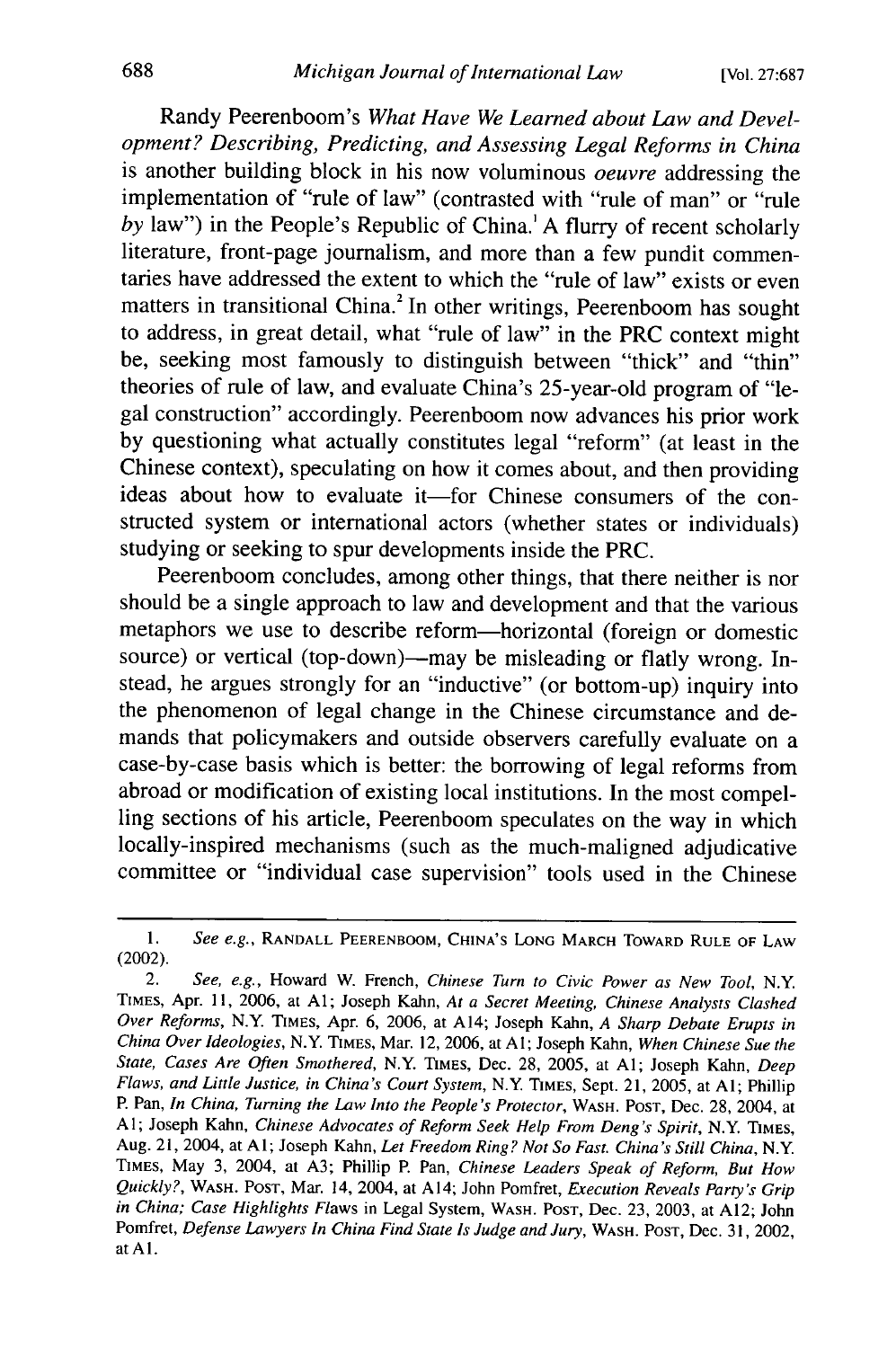Randy Peerenboom's *What Have We Learned about Law and Development? Describing, Predicting, and Assessing Legal Reforms in China* is another building block in his now voluminous *oeuvre* addressing the implementation of "rule of law" (contrasted with "rule of man" or "rule *by* law") in the People's Republic of China.[1] A flurry of recent scholarly literature, front-page journalism, and more than a few pundit commentaries have addressed the extent to which the "rule of law" exists or even matters in transitional China.[2] In other writings, Peerenboom has sought to address, in great detail, what "rule of law" in the PRC context might be, seeking most famously to distinguish between "thick" and "thin" theories of rule of law, and evaluate China's 25-year-old program of "legal construction" accordingly. Peerenboom now advances his prior work by questioning what actually constitutes legal "reform" (at least in the Chinese context), speculating on how it comes about, and then providing ideas about how to evaluate it—for Chinese consumers of the constructed system or international actors (whether states or individuals) studying or seeking to spur developments inside the PRC.

Peerenboom concludes, among other things, that there neither is nor should be a single approach to law and development and that the various metaphors we use to describe reform—horizontal (foreign or domestic source) or vertical (top-down)—may be misleading or flatly wrong. Instead, he argues strongly for an "inductive" (or bottom-up) inquiry into the phenomenon of legal change in the Chinese circumstance and demands that policymakers and outside observers carefully evaluate on a case-by-case basis which is better: the borrowing of legal reforms from abroad or modification of existing local institutions. In the most compelling sections of his article, Peerenboom speculates on the way in which locally-inspired mechanisms (such as the much-maligned adjudicative committee or "individual case supervision" tools used in the Chinese

---

1. *See e.g.*, RANDALL PEERENBOOM, CHINA'S LONG MARCH TOWARD RULE OF LAW (2002).

2. *See, e.g.*, Howard W. French, *Chinese Turn to Civic Power as New Tool*, N.Y. TIMES, Apr. 11, 2006, at A1; Joseph Kahn, *At a Secret Meeting, Chinese Analysts Clashed Over Reforms*, N.Y. TIMES, Apr. 6, 2006, at A14; Joseph Kahn, *A Sharp Debate Erupts in China Over Ideologies*, N.Y. TIMES, Mar. 12, 2006, at A1; Joseph Kahn, *When Chinese Sue the State, Cases Are Often Smothered*, N.Y. TIMES, Dec. 28, 2005, at A1; Joseph Kahn, *Deep Flaws, and Little Justice, in China's Court System*, N.Y. TIMES, Sept. 21, 2005, at A1; Phillip P. Pan, *In China, Turning the Law Into the People's Protector*, WASH. POST, Dec. 28, 2004, at A1; Joseph Kahn, *Chinese Advocates of Reform Seek Help From Deng's Spirit*, N.Y. TIMES, Aug. 21, 2004, at A1; Joseph Kahn, *Let Freedom Ring? Not So Fast. China's Still China*, N.Y. TIMES, May 3, 2004, at A3; Phillip P. Pan, *Chinese Leaders Speak of Reform, But How Quickly?*, WASH. POST, Mar. 14, 2004, at A14; John Pomfret, *Execution Reveals Party's Grip in China; Case Highlights Flaws in Legal System*, WASH. POST, Dec. 23, 2003, at A12; John Pomfret, *Defense Lawyers In China Find State Is Judge and Jury*, WASH. POST, Dec. 31, 2002, at A1.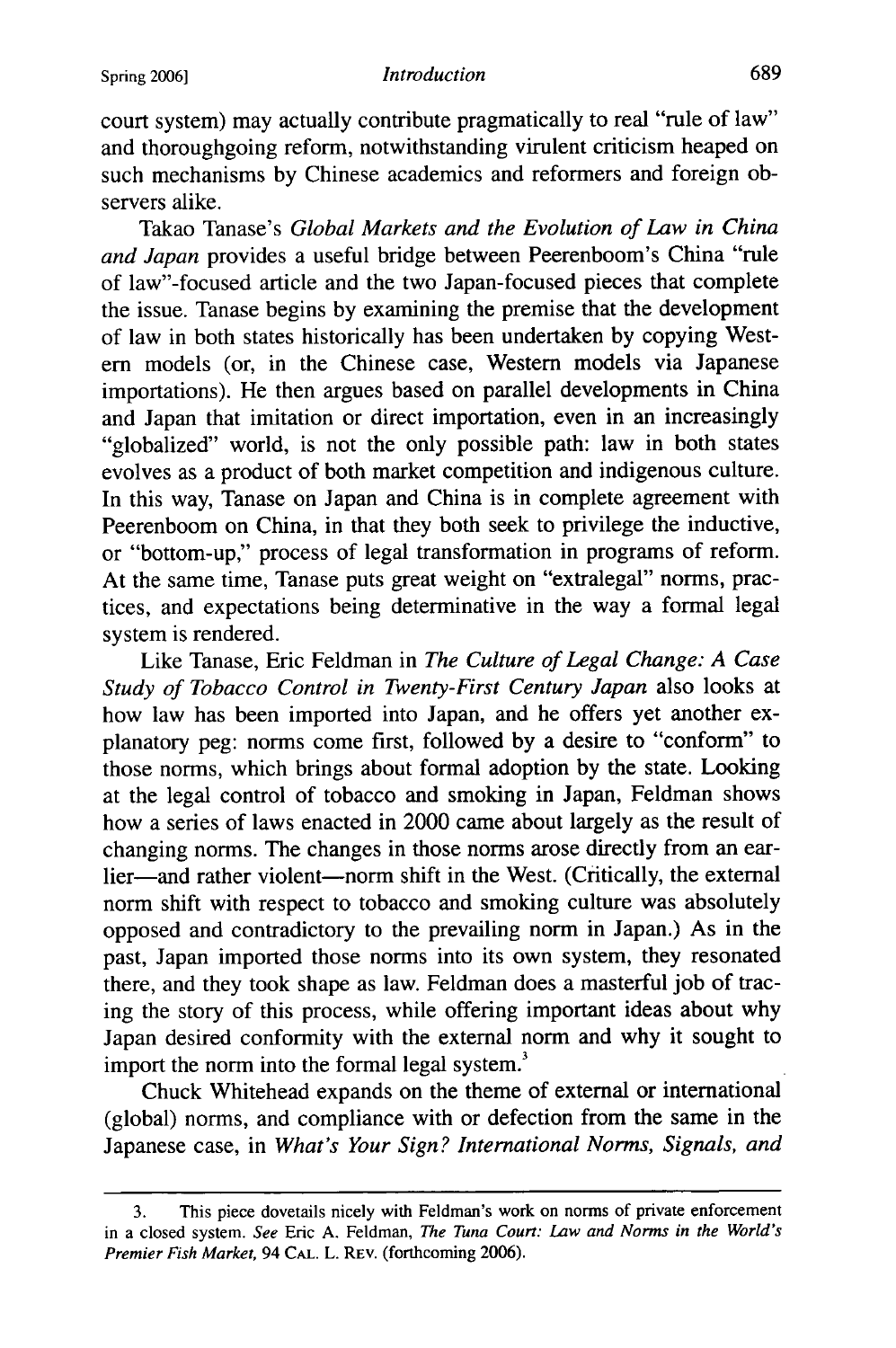court system) may actually contribute pragmatically to real "rule of law" and thoroughgoing reform, notwithstanding virulent criticism heaped on such mechanisms by Chinese academics and reformers and foreign observers alike.

Takao Tanase's *Global Markets and the Evolution of Law in China and Japan* provides a useful bridge between Peerenboom's China "rule of law"-focused article and the two Japan-focused pieces that complete the issue. Tanase begins by examining the premise that the development of law in both states historically has been undertaken by copying Western models (or, in the Chinese case, Western models via Japanese importations). He then argues based on parallel developments in China and Japan that imitation or direct importation, even in an increasingly "globalized" world, is not the only possible path: law in both states evolves as a product of both market competition and indigenous culture. In this way, Tanase on Japan and China is in complete agreement with Peerenboom on China, in that they both seek to privilege the inductive, or "bottom-up," process of legal transformation in programs of reform. At the same time, Tanase puts great weight on "extralegal" norms, practices, and expectations being determinative in the way a formal legal system is rendered.

Like Tanase, Eric Feldman in *The Culture of Legal Change: A Case Study of Tobacco Control in Twenty-First Century Japan* also looks at how law has been imported into Japan, and he offers yet another explanatory peg: norms come first, followed by a desire to "conform" to those norms, which brings about formal adoption by the state. Looking at the legal control of tobacco and smoking in Japan, Feldman shows how a series of laws enacted in 2000 came about largely as the result of changing norms. The changes in those norms arose directly from an earlier—and rather violent—norm shift in the West. (Critically, the external norm shift with respect to tobacco and smoking culture was absolutely opposed and contradictory to the prevailing norm in Japan.) As in the past, Japan imported those norms into its own system, they resonated there, and they took shape as law. Feldman does a masterful job of tracing the story of this process, while offering important ideas about why Japan desired conformity with the external norm and why it sought to import the norm into the formal legal system.[3]

Chuck Whitehead expands on the theme of external or international (global) norms, and compliance with or defection from the same in the Japanese case, in *What's Your Sign? International Norms, Signals, and*

---

3. This piece dovetails nicely with Feldman's work on norms of private enforcement in a closed system. *See* Eric A. Feldman, *The Tuna Court: Law and Norms in the World's Premier Fish Market*, 94 CAL. L. REV. (forthcoming 2006).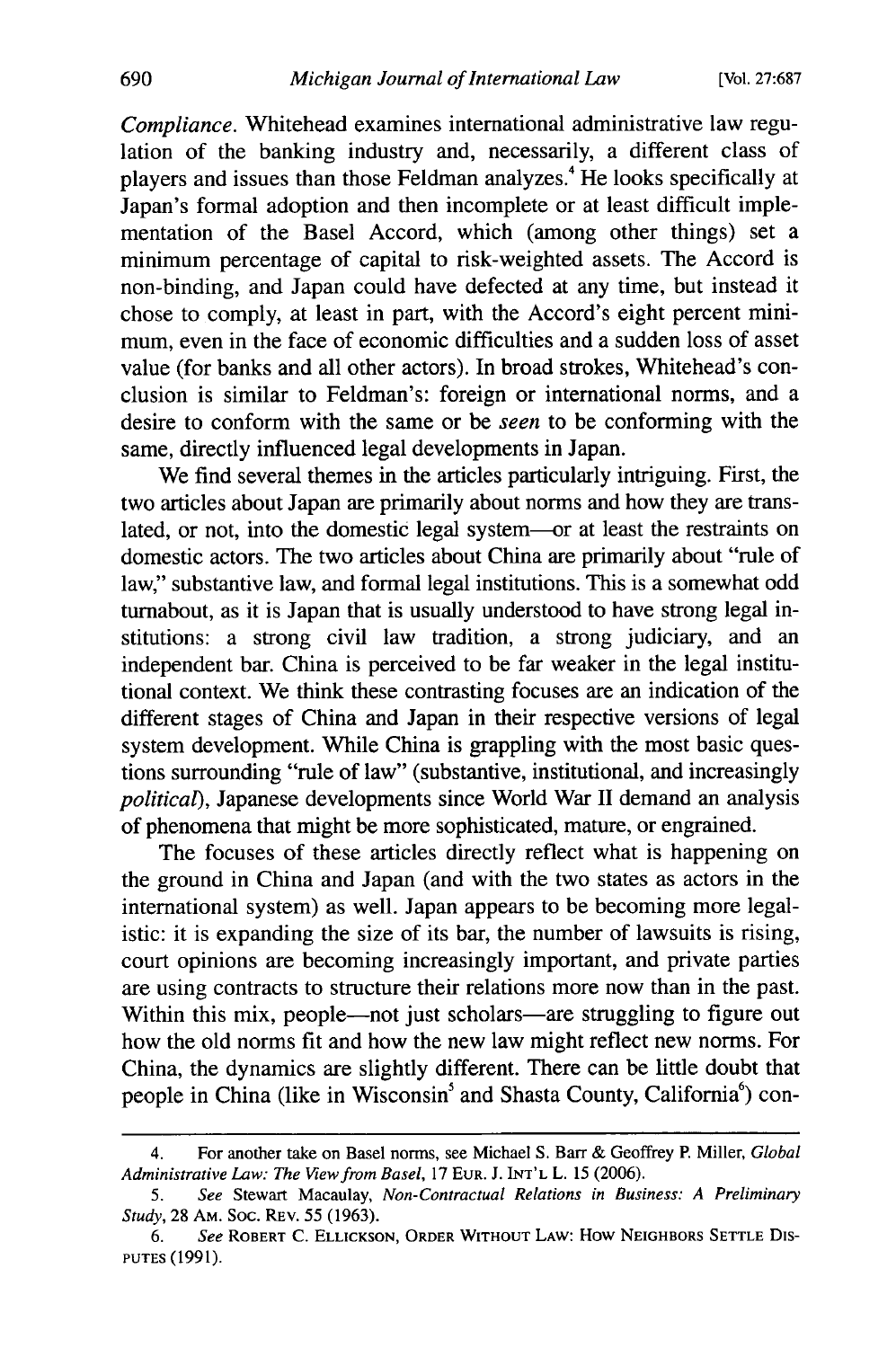*Compliance*. Whitehead examines international administrative law regulation of the banking industry and, necessarily, a different class of players and issues than those Feldman analyzes.[4] He looks specifically at Japan's formal adoption and then incomplete or at least difficult implementation of the Basel Accord, which (among other things) set a minimum percentage of capital to risk-weighted assets. The Accord is non-binding, and Japan could have defected at any time, but instead it chose to comply, at least in part, with the Accord's eight percent minimum, even in the face of economic difficulties and a sudden loss of asset value (for banks and all other actors). In broad strokes, Whitehead's conclusion is similar to Feldman's: foreign or international norms, and a desire to conform with the same or be *seen* to be conforming with the same, directly influenced legal developments in Japan.

We find several themes in the articles particularly intriguing. First, the two articles about Japan are primarily about norms and how they are translated, or not, into the domestic legal system—or at least the restraints on domestic actors. The two articles about China are primarily about "rule of law," substantive law, and formal legal institutions. This is a somewhat odd turnabout, as it is Japan that is usually understood to have strong legal institutions: a strong civil law tradition, a strong judiciary, and an independent bar. China is perceived to be far weaker in the legal institutional context. We think these contrasting focuses are an indication of the different stages of China and Japan in their respective versions of legal system development. While China is grappling with the most basic questions surrounding "rule of law" (substantive, institutional, and increasingly *political*), Japanese developments since World War II demand an analysis of phenomena that might be more sophisticated, mature, or engrained.

The focuses of these articles directly reflect what is happening on the ground in China and Japan (and with the two states as actors in the international system) as well. Japan appears to be becoming more legalistic: it is expanding the size of its bar, the number of lawsuits is rising, court opinions are becoming increasingly important, and private parties are using contracts to structure their relations more now than in the past. Within this mix, people—not just scholars—are struggling to figure out how the old norms fit and how the new law might reflect new norms. For China, the dynamics are slightly different. There can be little doubt that people in China (like in Wisconsin[5] and Shasta County, California[6]) con-

---

4. For another take on Basel norms, see Michael S. Barr & Geoffrey P. Miller, *Global Administrative Law: The View from Basel*, 17 EUR. J. INT'L L. 15 (2006).

5. *See* Stewart Macaulay, *Non-Contractual Relations in Business: A Preliminary Study*, 28 AM. SOC. REV. 55 (1963).

6. *See* ROBERT C. ELLICKSON, ORDER WITHOUT LAW: HOW NEIGHBORS SETTLE DISPUTES (1991).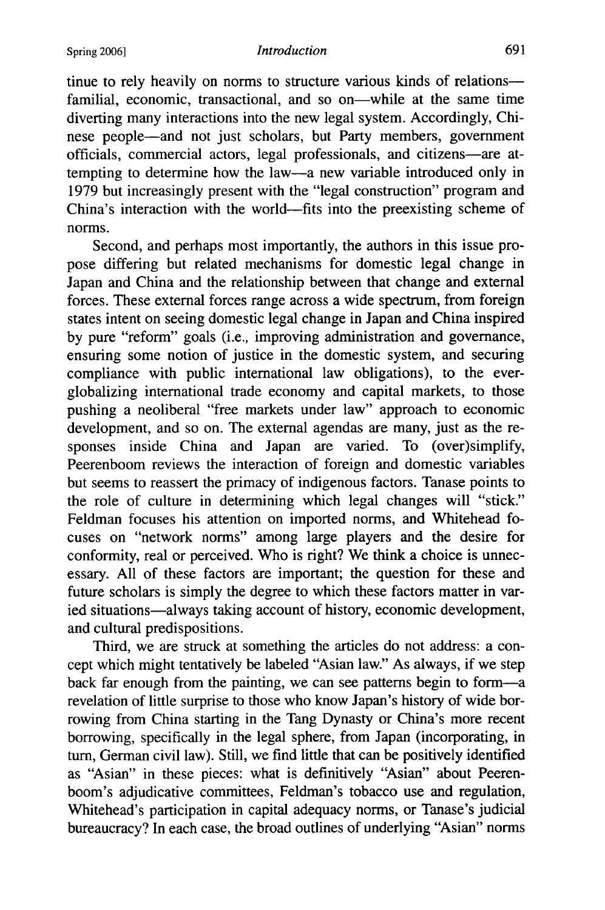tinue to rely heavily on norms to structure various kinds of relations—familial, economic, transactional, and so on—while at the same time diverting many interactions into the new legal system. Accordingly, Chinese people—and not just scholars, but Party members, government officials, commercial actors, legal professionals, and citizens—are attempting to determine how the law—a new variable introduced only in 1979 but increasingly present with the "legal construction" program and China's interaction with the world—fits into the preexisting scheme of norms.

Second, and perhaps most importantly, the authors in this issue propose differing but related mechanisms for domestic legal change in Japan and China and the relationship between that change and external forces. These external forces range across a wide spectrum, from foreign states intent on seeing domestic legal change in Japan and China inspired by pure "reform" goals (i.e., improving administration and governance, ensuring some notion of justice in the domestic system, and securing compliance with public international law obligations), to the ever-globalizing international trade economy and capital markets, to those pushing a neoliberal "free markets under law" approach to economic development, and so on. The external agendas are many, just as the responses inside China and Japan are varied. To (over)simplify, Peerenboom reviews the interaction of foreign and domestic variables but seems to reassert the primacy of indigenous factors. Tanase points to the role of culture in determining which legal changes will "stick." Feldman focuses his attention on imported norms, and Whitehead focuses on "network norms" among large players and the desire for conformity, real or perceived. Who is right? We think a choice is unnecessary. All of these factors are important; the question for these and future scholars is simply the degree to which these factors matter in varied situations—always taking account of history, economic development, and cultural predispositions.

Third, we are struck at something the articles do not address: a concept which might tentatively be labeled "Asian law." As always, if we step back far enough from the painting, we can see patterns begin to form—a revelation of little surprise to those who know Japan's history of wide borrowing from China starting in the Tang Dynasty or China's more recent borrowing, specifically in the legal sphere, from Japan (incorporating, in turn, German civil law). Still, we find little that can be positively identified as "Asian" in these pieces: what is definitively "Asian" about Peerenboom's adjudicative committees, Feldman's tobacco use and regulation, Whitehead's participation in capital adequacy norms, or Tanase's judicial bureaucracy? In each case, the broad outlines of underlying "Asian" norms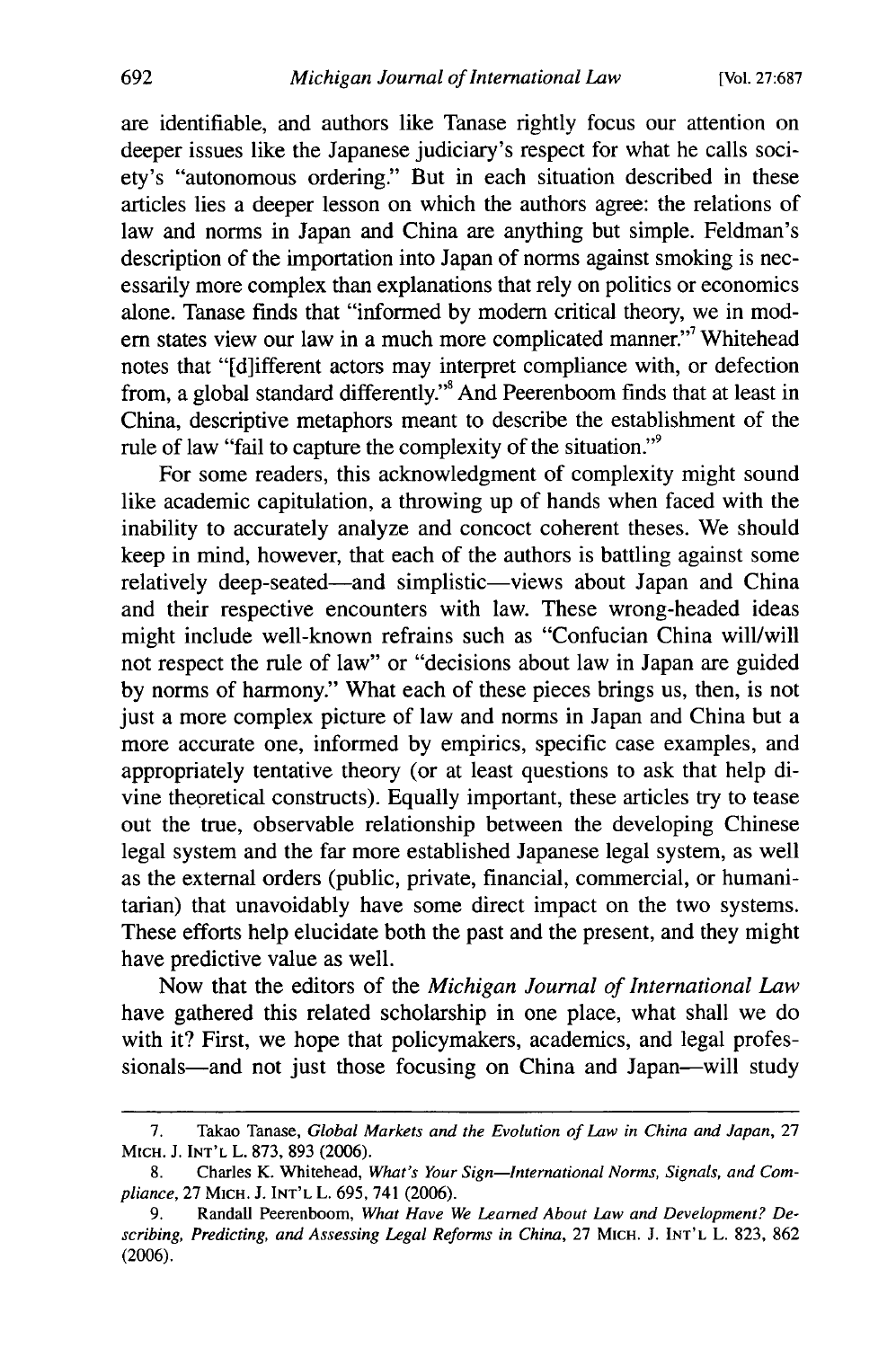are identifiable, and authors like Tanase rightly focus our attention on deeper issues like the Japanese judiciary's respect for what he calls society's "autonomous ordering." But in each situation described in these articles lies a deeper lesson on which the authors agree: the relations of law and norms in Japan and China are anything but simple. Feldman's description of the importation into Japan of norms against smoking is necessarily more complex than explanations that rely on politics or economics alone. Tanase finds that "informed by modern critical theory, we in modern states view our law in a much more complicated manner."[7] Whitehead notes that "[d]ifferent actors may interpret compliance with, or defection from, a global standard differently."[8] And Peerenboom finds that at least in China, descriptive metaphors meant to describe the establishment of the rule of law "fail to capture the complexity of the situation."[9]

For some readers, this acknowledgment of complexity might sound like academic capitulation, a throwing up of hands when faced with the inability to accurately analyze and concoct coherent theses. We should keep in mind, however, that each of the authors is battling against some relatively deep-seated—and simplistic—views about Japan and China and their respective encounters with law. These wrong-headed ideas might include well-known refrains such as "Confucian China will/will not respect the rule of law" or "decisions about law in Japan are guided by norms of harmony." What each of these pieces brings us, then, is not just a more complex picture of law and norms in Japan and China but a more accurate one, informed by empirics, specific case examples, and appropriately tentative theory (or at least questions to ask that help divine theoretical constructs). Equally important, these articles try to tease out the true, observable relationship between the developing Chinese legal system and the far more established Japanese legal system, as well as the external orders (public, private, financial, commercial, or humanitarian) that unavoidably have some direct impact on the two systems. These efforts help elucidate both the past and the present, and they might have predictive value as well.

Now that the editors of the *Michigan Journal of International Law* have gathered this related scholarship in one place, what shall we do with it? First, we hope that policymakers, academics, and legal professionals—and not just those focusing on China and Japan—will study

---

7. Takao Tanase, *Global Markets and the Evolution of Law in China and Japan*, 27 MICH. J. INT'L L. 873, 893 (2006).

8. Charles K. Whitehead, *What's Your Sign—International Norms, Signals, and Compliance*, 27 MICH. J. INT'L L. 695, 741 (2006).

9. Randall Peerenboom, *What Have We Learned About Law and Development? Describing, Predicting, and Assessing Legal Reforms in China*, 27 MICH. J. INT'L L. 823, 862 (2006).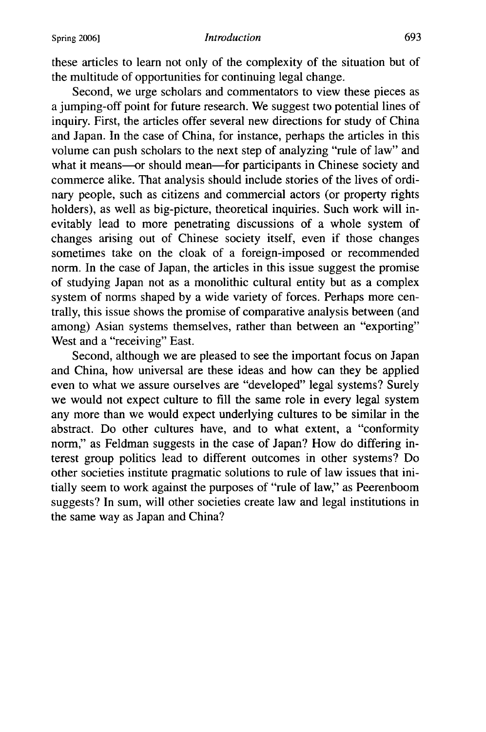these articles to learn not only of the complexity of the situation but of the multitude of opportunities for continuing legal change.

Second, we urge scholars and commentators to view these pieces as a jumping-off point for future research. We suggest two potential lines of inquiry. First, the articles offer several new directions for study of China and Japan. In the case of China, for instance, perhaps the articles in this volume can push scholars to the next step of analyzing "rule of law" and what it means—or should mean—for participants in Chinese society and commerce alike. That analysis should include stories of the lives of ordinary people, such as citizens and commercial actors (or property rights holders), as well as big-picture, theoretical inquiries. Such work will inevitably lead to more penetrating discussions of a whole system of changes arising out of Chinese society itself, even if those changes sometimes take on the cloak of a foreign-imposed or recommended norm. In the case of Japan, the articles in this issue suggest the promise of studying Japan not as a monolithic cultural entity but as a complex system of norms shaped by a wide variety of forces. Perhaps more centrally, this issue shows the promise of comparative analysis between (and among) Asian systems themselves, rather than between an "exporting" West and a "receiving" East.

Second, although we are pleased to see the important focus on Japan and China, how universal are these ideas and how can they be applied even to what we assure ourselves are "developed" legal systems? Surely we would not expect culture to fill the same role in every legal system any more than we would expect underlying cultures to be similar in the abstract. Do other cultures have, and to what extent, a "conformity norm," as Feldman suggests in the case of Japan? How do differing interest group politics lead to different outcomes in other systems? Do other societies institute pragmatic solutions to rule of law issues that initially seem to work against the purposes of "rule of law," as Peerenboom suggests? In sum, will other societies create law and legal institutions in the same way as Japan and China?